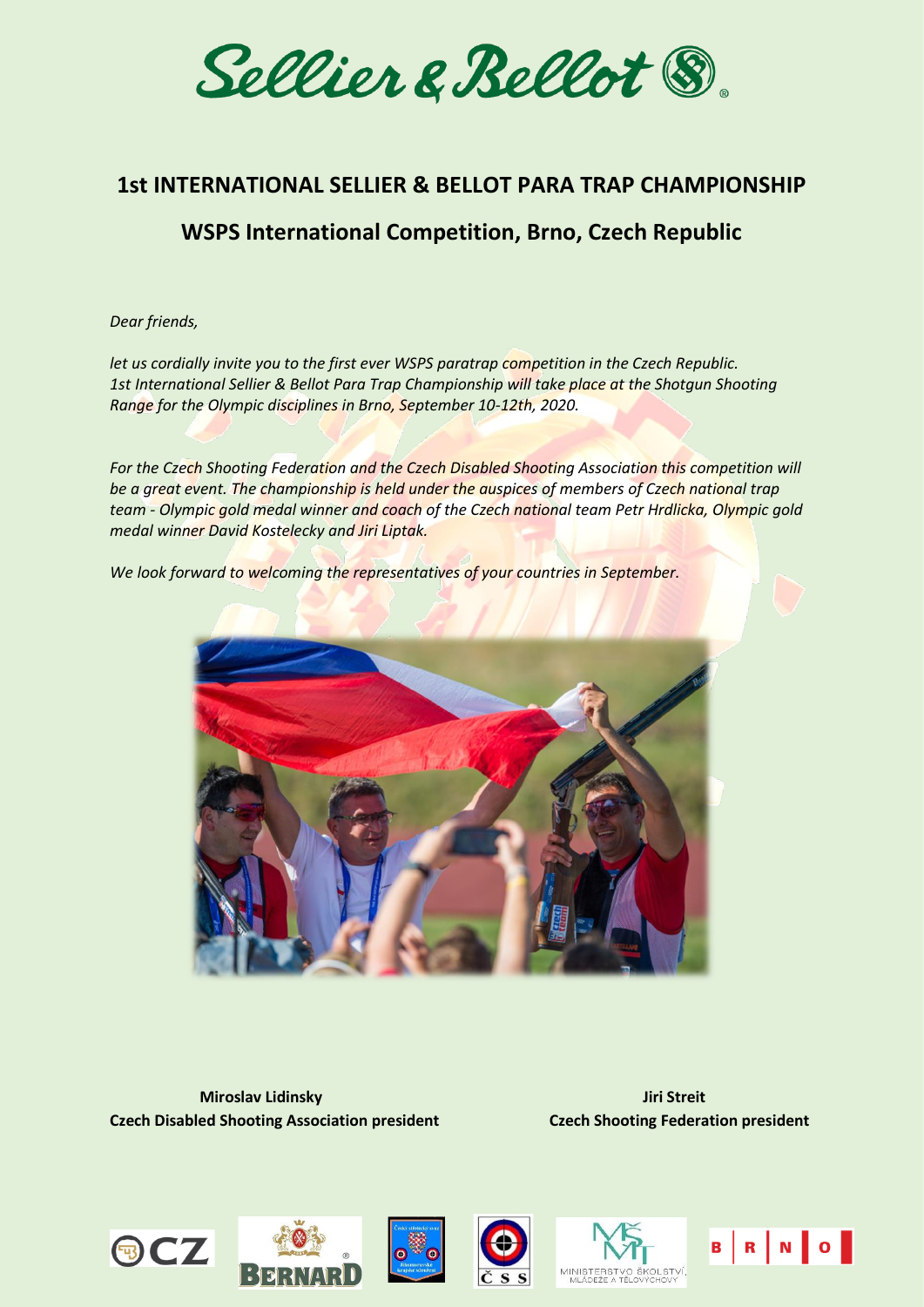Sellier & Bellot

# 1st INTERNATIONAL SELLIER & BELLOT PARA TRAP CHAMPIONSHIP

## WSPS International Competition, Brno, Czech Republic

*Dear friends,*

*let us cordially invite you to the first ever WSPS paratrap competition in the Czech Republic. 1st International Sellier & Bellot Para Trap Championship will take place at the Shotgun Shooting Range for the Olympic disciplines in Brno, September 10-12th, 2020.*

*For the Czech Shooting Federation and the Czech Disabled Shooting Association this competition will be a great event. The championship is held under the auspices of members of Czech national trap team - Olympic gold medal winner and coach of the Czech national team Petr Hrdlicka, Olympic gold medal winner David Kostelecky and Jiri Liptak.*

*We look forward to welcoming the representatives of your countries in September.*

**Miroslav Lidinsky**
**Czech Disabled Shooting Association president**

**Jiri Streit**
**Czech Shooting Federation president**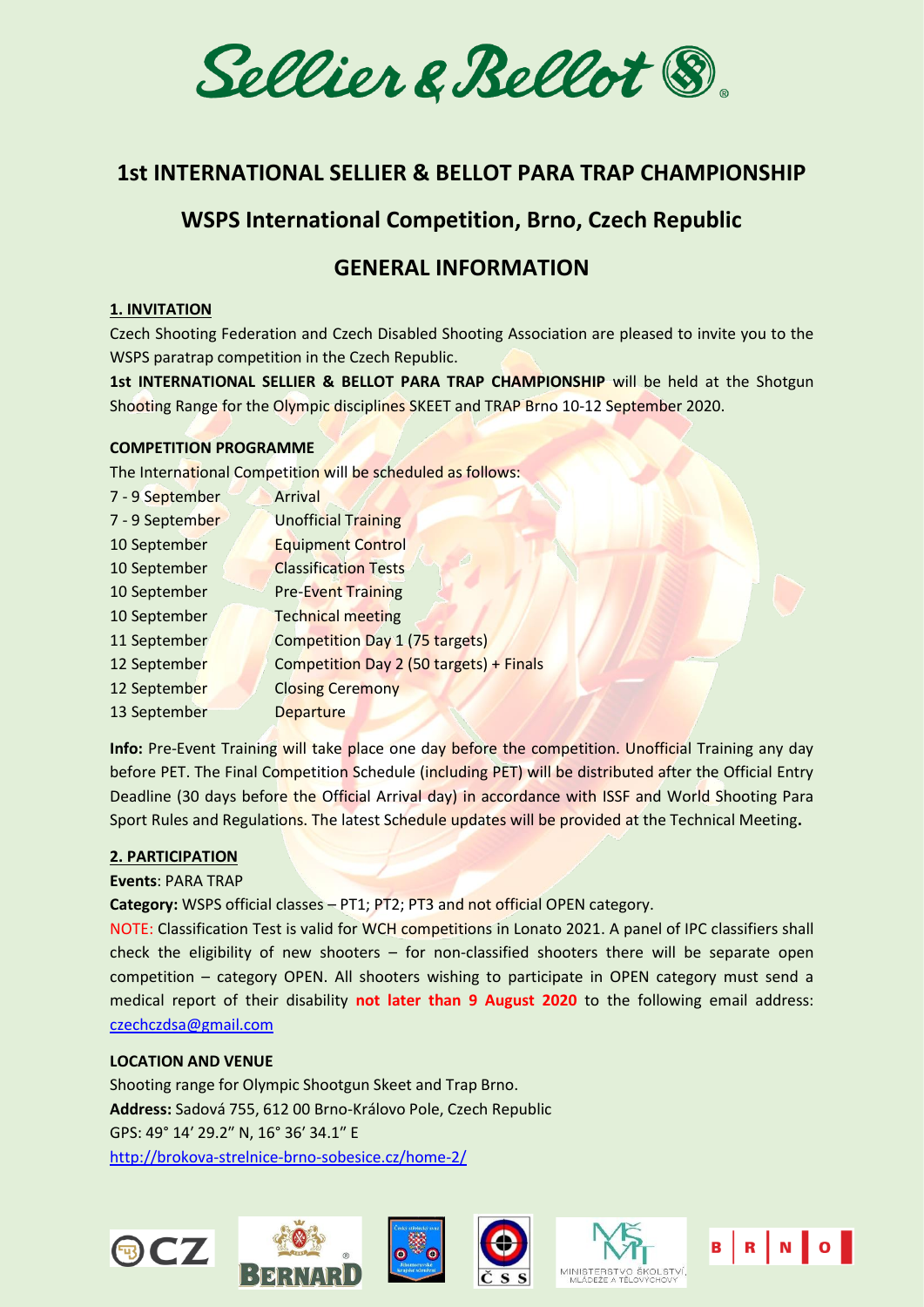# 1st INTERNATIONAL SELLIER & BELLOT PARA TRAP CHAMPIONSHIP

## WSPS International Competition, Brno, Czech Republic

## GENERAL INFORMATION

### 1. INVITATION

Czech Shooting Federation and Czech Disabled Shooting Association are pleased to invite you to the WSPS paratrap competition in the Czech Republic.

**1st INTERNATIONAL SELLIER & BELLOT PARA TRAP CHAMPIONSHIP** will be held at the Shotgun Shooting Range for the Olympic disciplines SKEET and TRAP Brno 10-12 September 2020.

**COMPETITION PROGRAMME**

The International Competition will be scheduled as follows:

| | |
|---|---|
| 7 - 9 September | Arrival |
| 7 - 9 September | Unofficial Training |
| 10 September | Equipment Control |
| 10 September | Classification Tests |
| 10 September | Pre-Event Training |
| 10 September | Technical meeting |
| 11 September | Competition Day 1 (75 targets) |
| 12 September | Competition Day 2 (50 targets) + Finals |
| 12 September | Closing Ceremony |
| 13 September | Departure |

**Info:** Pre-Event Training will take place one day before the competition. Unofficial Training any day before PET. The Final Competition Schedule (including PET) will be distributed after the Official Entry Deadline (30 days before the Official Arrival day) in accordance with ISSF and World Shooting Para Sport Rules and Regulations. The latest Schedule updates will be provided at the Technical Meeting**.**

### 2. PARTICIPATION

**Events**: PARA TRAP

**Category:** WSPS official classes – PT1; PT2; PT3 and not official OPEN category.

NOTE: Classification Test is valid for WCH competitions in Lonato 2021. A panel of IPC classifiers shall check the eligibility of new shooters – for non-classified shooters there will be separate open competition – category OPEN. All shooters wishing to participate in OPEN category must send a medical report of their disability **not later than 9 August 2020** to the following email address: czechczdsa@gmail.com

**LOCATION AND VENUE**

Shooting range for Olympic Shootgun Skeet and Trap Brno.

**Address:** Sadová 755, 612 00 Brno-Královo Pole, Czech Republic

GPS: 49° 14' 29.2" N, 16° 36' 34.1" E

http://brokova-strelnice-brno-sobesice.cz/home-2/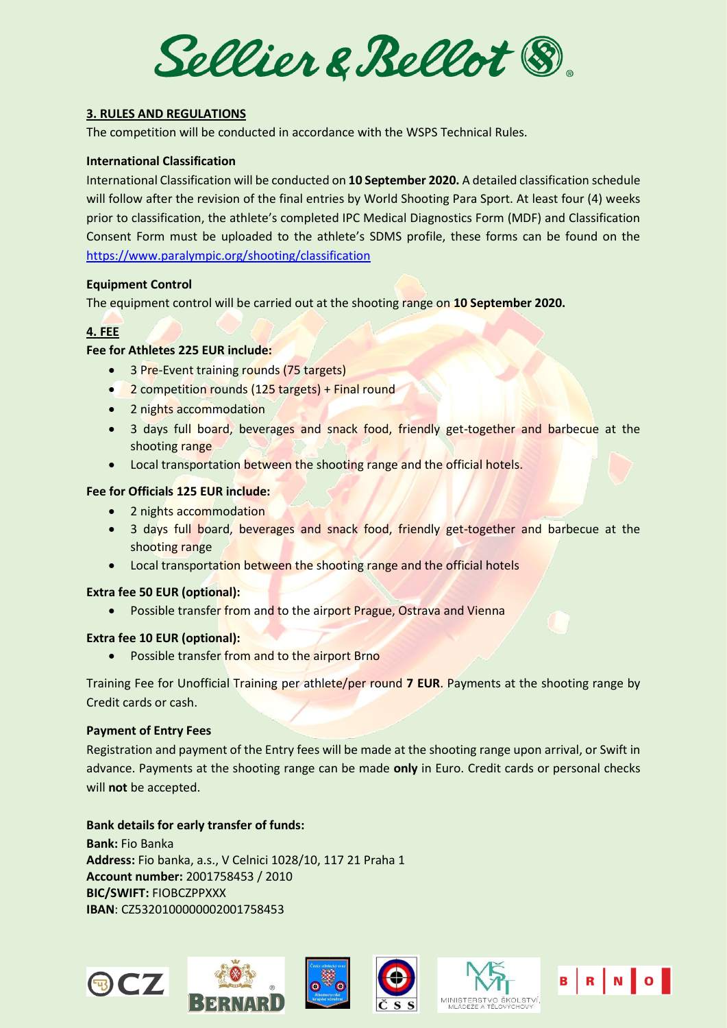## 3. RULES AND REGULATIONS

The competition will be conducted in accordance with the WSPS Technical Rules.

**International Classification**

International Classification will be conducted on **10 September 2020.** A detailed classification schedule will follow after the revision of the final entries by World Shooting Para Sport. At least four (4) weeks prior to classification, the athlete's completed IPC Medical Diagnostics Form (MDF) and Classification Consent Form must be uploaded to the athlete's SDMS profile, these forms can be found on the https://www.paralympic.org/shooting/classification

**Equipment Control**

The equipment control will be carried out at the shooting range on **10 September 2020.**

## 4. FEE

**Fee for Athletes 225 EUR include:**

- 3 Pre-Event training rounds (75 targets)
- 2 competition rounds (125 targets) + Final round
- 2 nights accommodation
- 3 days full board, beverages and snack food, friendly get-together and barbecue at the shooting range
- Local transportation between the shooting range and the official hotels.

**Fee for Officials 125 EUR include:**

- 2 nights accommodation
- 3 days full board, beverages and snack food, friendly get-together and barbecue at the shooting range
- Local transportation between the shooting range and the official hotels

**Extra fee 50 EUR (optional):**

- Possible transfer from and to the airport Prague, Ostrava and Vienna

**Extra fee 10 EUR (optional):**

- Possible transfer from and to the airport Brno

Training Fee for Unofficial Training per athlete/per round **7 EUR**. Payments at the shooting range by Credit cards or cash.

**Payment of Entry Fees**

Registration and payment of the Entry fees will be made at the shooting range upon arrival, or Swift in advance. Payments at the shooting range can be made **only** in Euro. Credit cards or personal checks will **not** be accepted.

**Bank details for early transfer of funds:**
**Bank:** Fio Banka
**Address:** Fio banka, a.s., V Celnici 1028/10, 117 21 Praha 1
**Account number:** 2001758453 / 2010
**BIC/SWIFT:** FIOBCZPPXXX
**IBAN**: CZ5320100000002001758453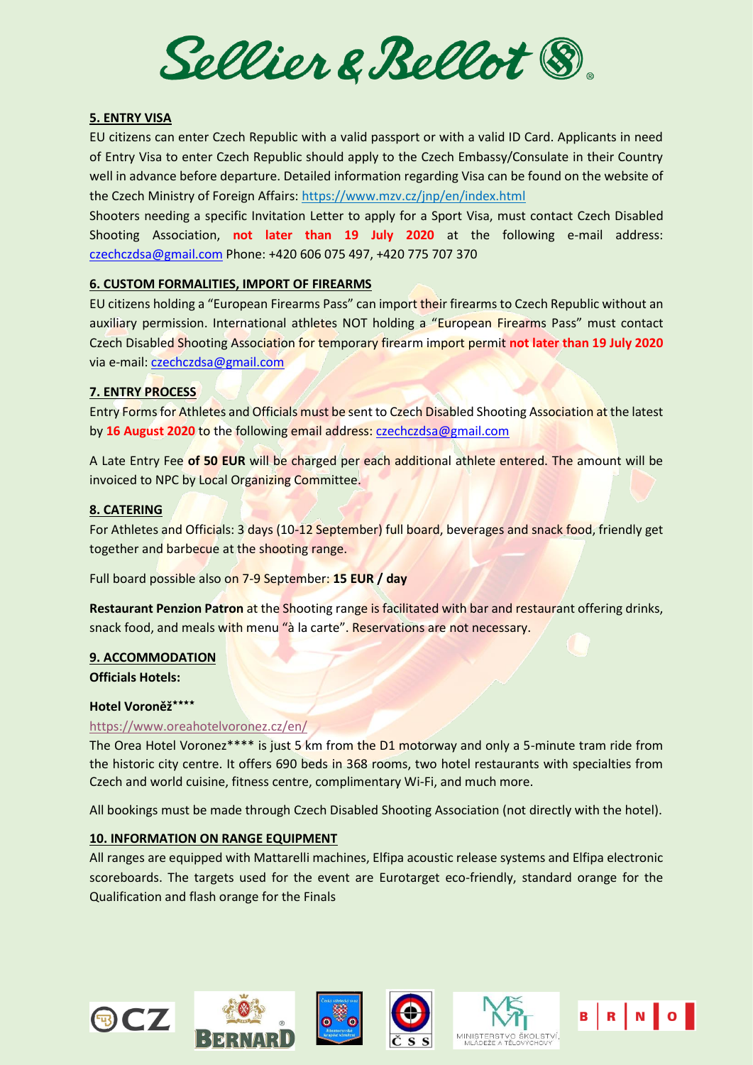## 5. ENTRY VISA

EU citizens can enter Czech Republic with a valid passport or with a valid ID Card. Applicants in need of Entry Visa to enter Czech Republic should apply to the Czech Embassy/Consulate in their Country well in advance before departure. Detailed information regarding Visa can be found on the website of the Czech Ministry of Foreign Affairs: https://www.mzv.cz/jnp/en/index.html

Shooters needing a specific Invitation Letter to apply for a Sport Visa, must contact Czech Disabled Shooting Association, **not later than 19 July 2020** at the following e-mail address: czechczdsa@gmail.com Phone: +420 606 075 497, +420 775 707 370

## 6. CUSTOM FORMALITIES, IMPORT OF FIREARMS

EU citizens holding a "European Firearms Pass" can import their firearms to Czech Republic without an auxiliary permission. International athletes NOT holding a "European Firearms Pass" must contact Czech Disabled Shooting Association for temporary firearm import permit **not later than 19 July 2020** via e-mail: czechczdsa@gmail.com

## 7. ENTRY PROCESS

Entry Forms for Athletes and Officials must be sent to Czech Disabled Shooting Association at the latest by **16 August 2020** to the following email address: czechczdsa@gmail.com

A Late Entry Fee **of 50 EUR** will be charged per each additional athlete entered. The amount will be invoiced to NPC by Local Organizing Committee.

## 8. CATERING

For Athletes and Officials: 3 days (10-12 September) full board, beverages and snack food, friendly get together and barbecue at the shooting range.

Full board possible also on 7-9 September: **15 EUR / day**

**Restaurant Penzion Patron** at the Shooting range is facilitated with bar and restaurant offering drinks, snack food, and meals with menu "à la carte". Reservations are not necessary.

## 9. ACCOMMODATION

**Officials Hotels:**

**Hotel Voroněž\*\*\*\***

https://www.oreahotelvoronez.cz/en/

The Orea Hotel Voronez\*\*\*\* is just 5 km from the D1 motorway and only a 5-minute tram ride from the historic city centre. It offers 690 beds in 368 rooms, two hotel restaurants with specialties from Czech and world cuisine, fitness centre, complimentary Wi-Fi, and much more.

All bookings must be made through Czech Disabled Shooting Association (not directly with the hotel).

## 10. INFORMATION ON RANGE EQUIPMENT

All ranges are equipped with Mattarelli machines, Elfipa acoustic release systems and Elfipa electronic scoreboards. The targets used for the event are Eurotarget eco-friendly, standard orange for the Qualification and flash orange for the Finals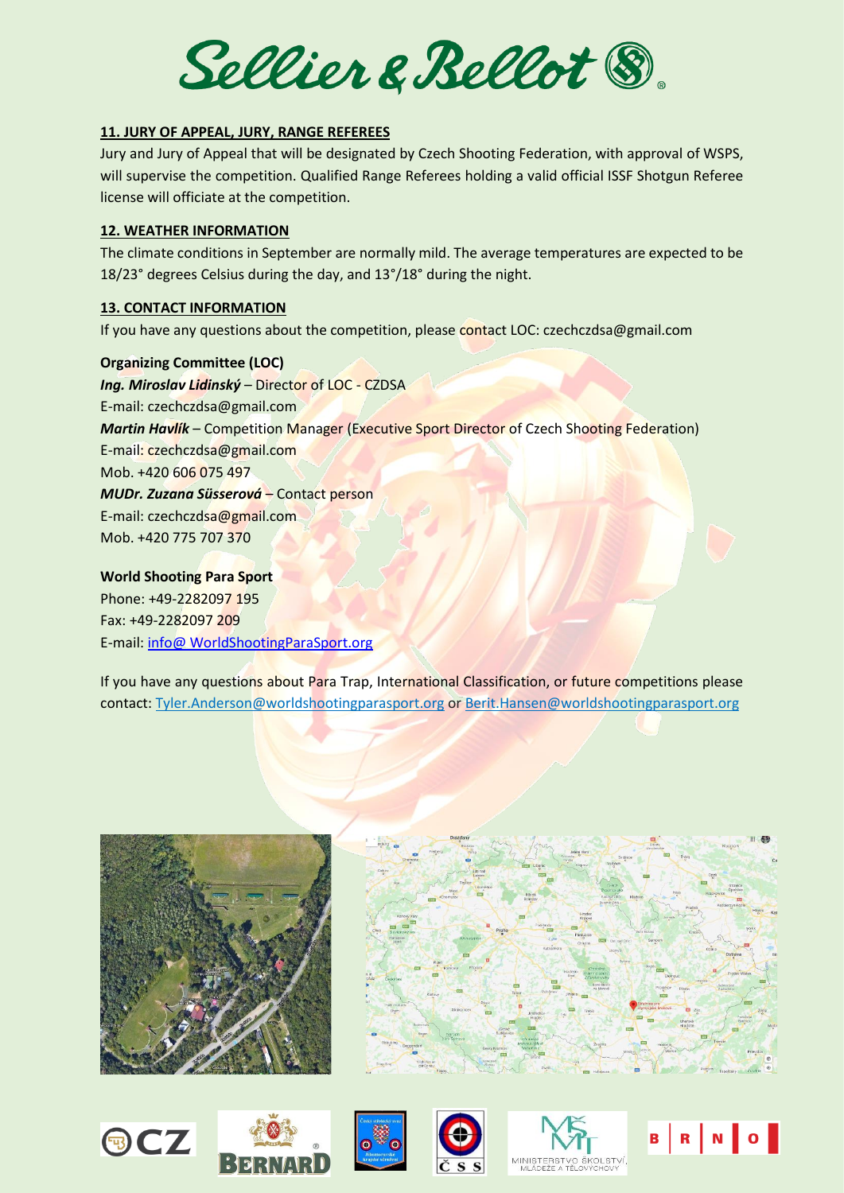## 11. JURY OF APPEAL, JURY, RANGE REFEREES

Jury and Jury of Appeal that will be designated by Czech Shooting Federation, with approval of WSPS, will supervise the competition. Qualified Range Referees holding a valid official ISSF Shotgun Referee license will officiate at the competition.

## 12. WEATHER INFORMATION

The climate conditions in September are normally mild. The average temperatures are expected to be 18/23° degrees Celsius during the day, and 13°/18° during the night.

## 13. CONTACT INFORMATION

If you have any questions about the competition, please contact LOC: czechczdsa@gmail.com

**Organizing Committee (LOC)**
***Ing. Miroslav Lidinský*** – Director of LOC - CZDSA
E-mail: czechczdsa@gmail.com
***Martin Havlík*** – Competition Manager (Executive Sport Director of Czech Shooting Federation)
E-mail: czechczdsa@gmail.com
Mob. +420 606 075 497
***MUDr. Zuzana Süsserová*** – Contact person
E-mail: czechczdsa@gmail.com
Mob. +420 775 707 370

**World Shooting Para Sport**
Phone: +49-2282097 195
Fax: +49-2282097 209
E-mail: info@ WorldShootingParaSport.org

If you have any questions about Para Trap, International Classification, or future competitions please contact: Tyler.Anderson@worldshootingparasport.org or Berit.Hansen@worldshootingparasport.org